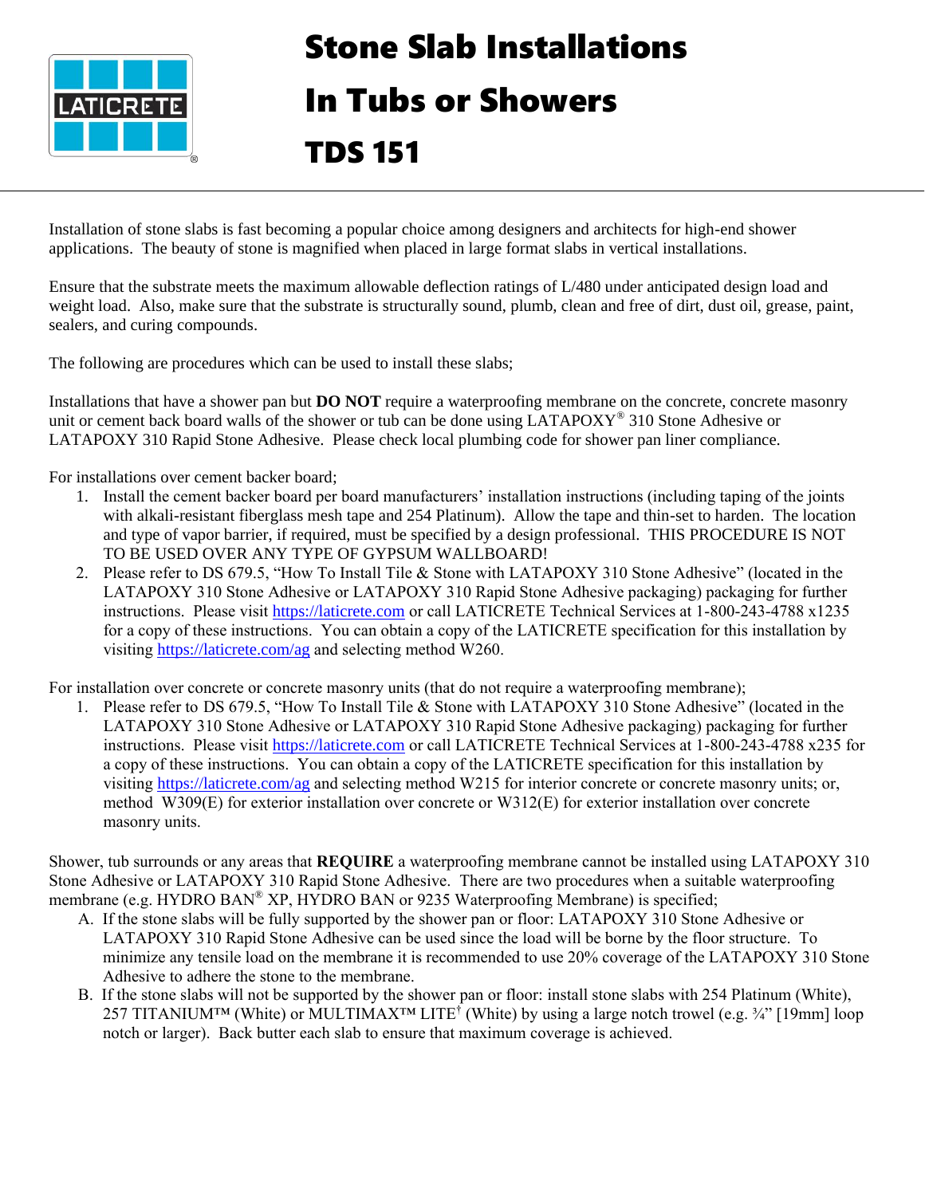# Stone Slab Installations In Tubs or Showers

# TDS 151

Installation of stone slabs is fast becoming a popular choice among designers and architects for high-end shower applications. The beauty of stone is magnified when placed in large format slabs in vertical installations.

Ensure that the substrate meets the maximum allowable deflection ratings of L/480 under anticipated design load and weight load. Also, make sure that the substrate is structurally sound, plumb, clean and free of dirt, dust oil, grease, paint, sealers, and curing compounds.

The following are procedures which can be used to install these slabs;

Installations that have a shower pan but **DO NOT** require a waterproofing membrane on the concrete, concrete masonry unit or cement back board walls of the shower or tub can be done using LATAPOXY® 310 Stone Adhesive or LATAPOXY 310 Rapid Stone Adhesive. Please check local plumbing code for shower pan liner compliance.

For installations over cement backer board;

1. Install the cement backer board per board manufacturers' installation instructions (including taping of the joints with alkali-resistant fiberglass mesh tape and 254 Platinum). Allow the tape and thin-set to harden. The location and type of vapor barrier, if required, must be specified by a design professional. THIS PROCEDURE IS NOT TO BE USED OVER ANY TYPE OF GYPSUM WALLBOARD!
2. Please refer to DS 679.5, "How To Install Tile & Stone with LATAPOXY 310 Stone Adhesive" (located in the LATAPOXY 310 Stone Adhesive or LATAPOXY 310 Rapid Stone Adhesive packaging) packaging for further instructions. Please visit https://laticrete.com or call LATICRETE Technical Services at 1-800-243-4788 x1235 for a copy of these instructions. You can obtain a copy of the LATICRETE specification for this installation by visiting https://laticrete.com/ag and selecting method W260.

For installation over concrete or concrete masonry units (that do not require a waterproofing membrane);

1. Please refer to DS 679.5, "How To Install Tile & Stone with LATAPOXY 310 Stone Adhesive" (located in the LATAPOXY 310 Stone Adhesive or LATAPOXY 310 Rapid Stone Adhesive packaging) packaging for further instructions. Please visit https://laticrete.com or call LATICRETE Technical Services at 1-800-243-4788 x235 for a copy of these instructions. You can obtain a copy of the LATICRETE specification for this installation by visiting https://laticrete.com/ag and selecting method W215 for interior concrete or concrete masonry units; or, method W309(E) for exterior installation over concrete or W312(E) for exterior installation over concrete masonry units.

Shower, tub surrounds or any areas that **REQUIRE** a waterproofing membrane cannot be installed using LATAPOXY 310 Stone Adhesive or LATAPOXY 310 Rapid Stone Adhesive. There are two procedures when a suitable waterproofing membrane (e.g. HYDRO BAN® XP, HYDRO BAN or 9235 Waterproofing Membrane) is specified;

A. If the stone slabs will be fully supported by the shower pan or floor: LATAPOXY 310 Stone Adhesive or LATAPOXY 310 Rapid Stone Adhesive can be used since the load will be borne by the floor structure. To minimize any tensile load on the membrane it is recommended to use 20% coverage of the LATAPOXY 310 Stone Adhesive to adhere the stone to the membrane.
B. If the stone slabs will not be supported by the shower pan or floor: install stone slabs with 254 Platinum (White), 257 TITANIUM™ (White) or MULTIMAX™ LITE† (White) by using a large notch trowel (e.g. ¾" [19mm] loop notch or larger). Back butter each slab to ensure that maximum coverage is achieved.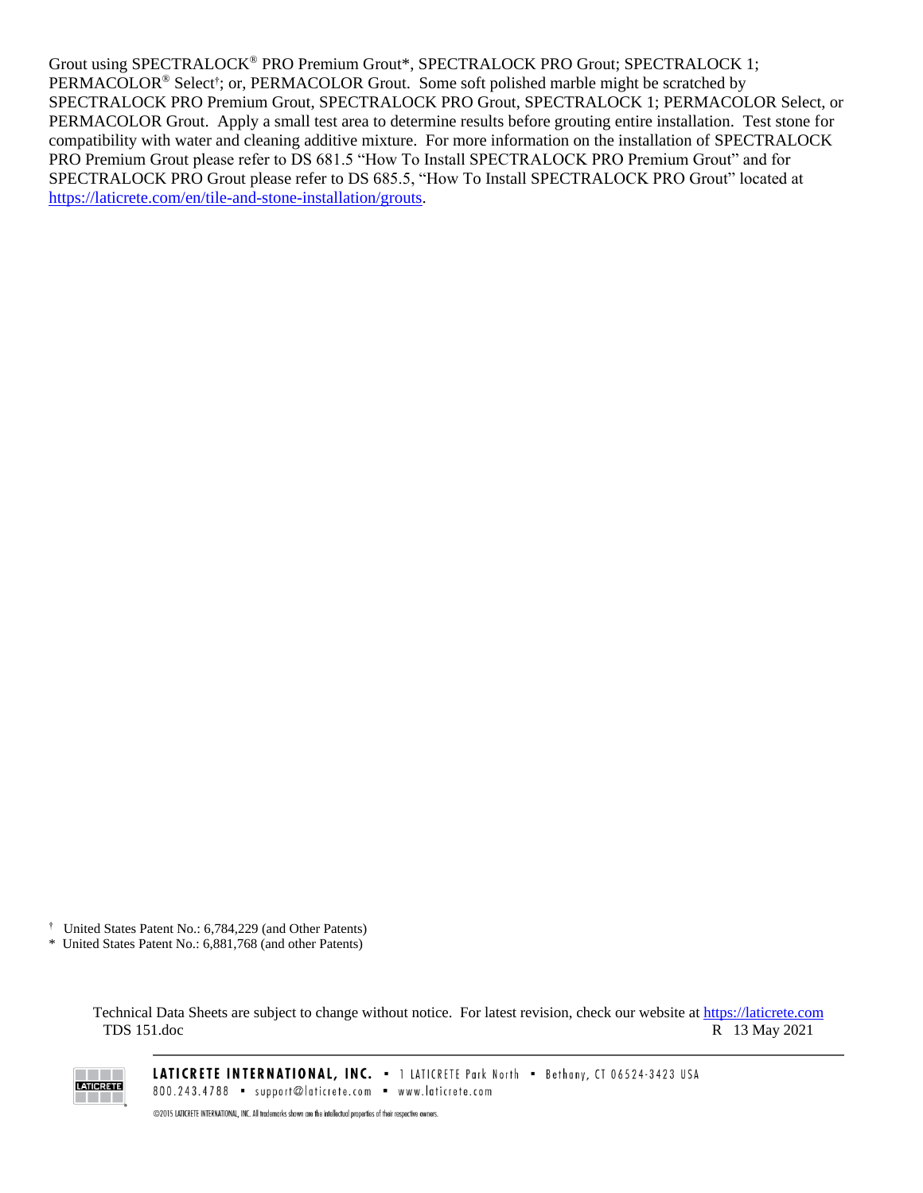Grout using SPECTRALOCK® PRO Premium Grout*, SPECTRALOCK PRO Grout; SPECTRALOCK 1; PERMACOLOR® Select†; or, PERMACOLOR Grout. Some soft polished marble might be scratched by SPECTRALOCK PRO Premium Grout, SPECTRALOCK PRO Grout, SPECTRALOCK 1; PERMACOLOR Select, or PERMACOLOR Grout. Apply a small test area to determine results before grouting entire installation. Test stone for compatibility with water and cleaning additive mixture. For more information on the installation of SPECTRALOCK PRO Premium Grout please refer to DS 681.5 "How To Install SPECTRALOCK PRO Premium Grout" and for SPECTRALOCK PRO Grout please refer to DS 685.5, "How To Install SPECTRALOCK PRO Grout" located at https://laticrete.com/en/tile-and-stone-installation/grouts.

† United States Patent No.: 6,784,229 (and Other Patents)

* United States Patent No.: 6,881,768 (and other Patents)

Technical Data Sheets are subject to change without notice. For latest revision, check our website at https://laticrete.com

TDS 151.doc R 13 May 2021

**LATICRETE INTERNATIONAL, INC.** ▪ 1 LATICRETE Park North ▪ Bethany, CT 06524-3423 USA
800.243.4788 ▪ support@laticrete.com ▪ www.laticrete.com

©2015 LATICRETE INTERNATIONAL, INC. All trademarks shown are the intellectual properties of their respective owners.